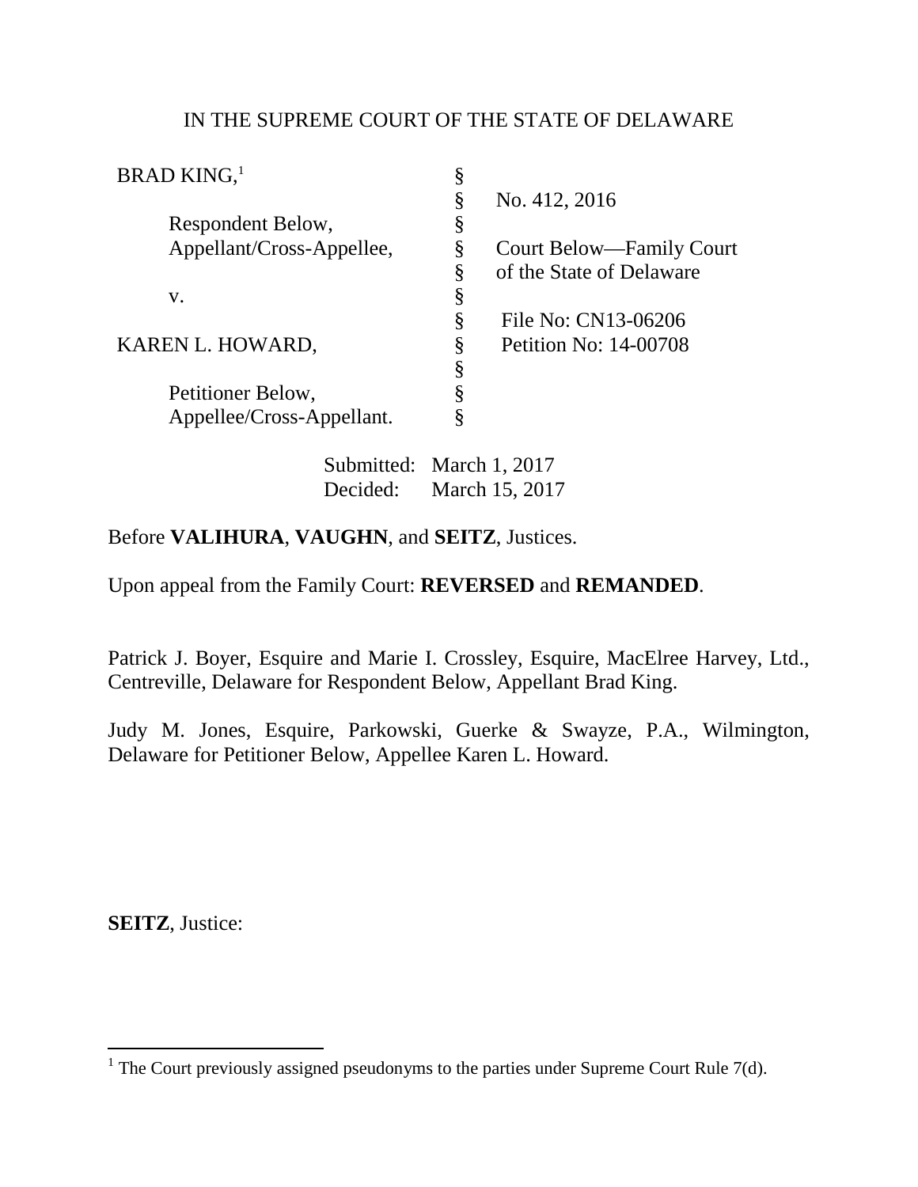IN THE SUPREME COURT OF THE STATE OF DELAWARE

| | | |
|---|---|---|
| BRAD KING,[1] | § | |
| | § | No. 412, 2016 |
| Respondent Below, | § | |
| Appellant/Cross-Appellee, | § | Court Below—Family Court |
| | § | of the State of Delaware |
| v. | § | |
| | § | File No: CN13-06206 |
| KAREN L. HOWARD, | § | Petition No: 14-00708 |
| | § | |
| Petitioner Below, | § | |
| Appellee/Cross-Appellant. | § | |

Submitted: March 1, 2017
Decided: March 15, 2017

Before **VALIHURA**, **VAUGHN**, and **SEITZ**, Justices.

Upon appeal from the Family Court: **REVERSED** and **REMANDED**.

Patrick J. Boyer, Esquire and Marie I. Crossley, Esquire, MacElree Harvey, Ltd., Centreville, Delaware for Respondent Below, Appellant Brad King.

Judy M. Jones, Esquire, Parkowski, Guerke & Swayze, P.A., Wilmington, Delaware for Petitioner Below, Appellee Karen L. Howard.

**SEITZ**, Justice:

[1] The Court previously assigned pseudonyms to the parties under Supreme Court Rule 7(d).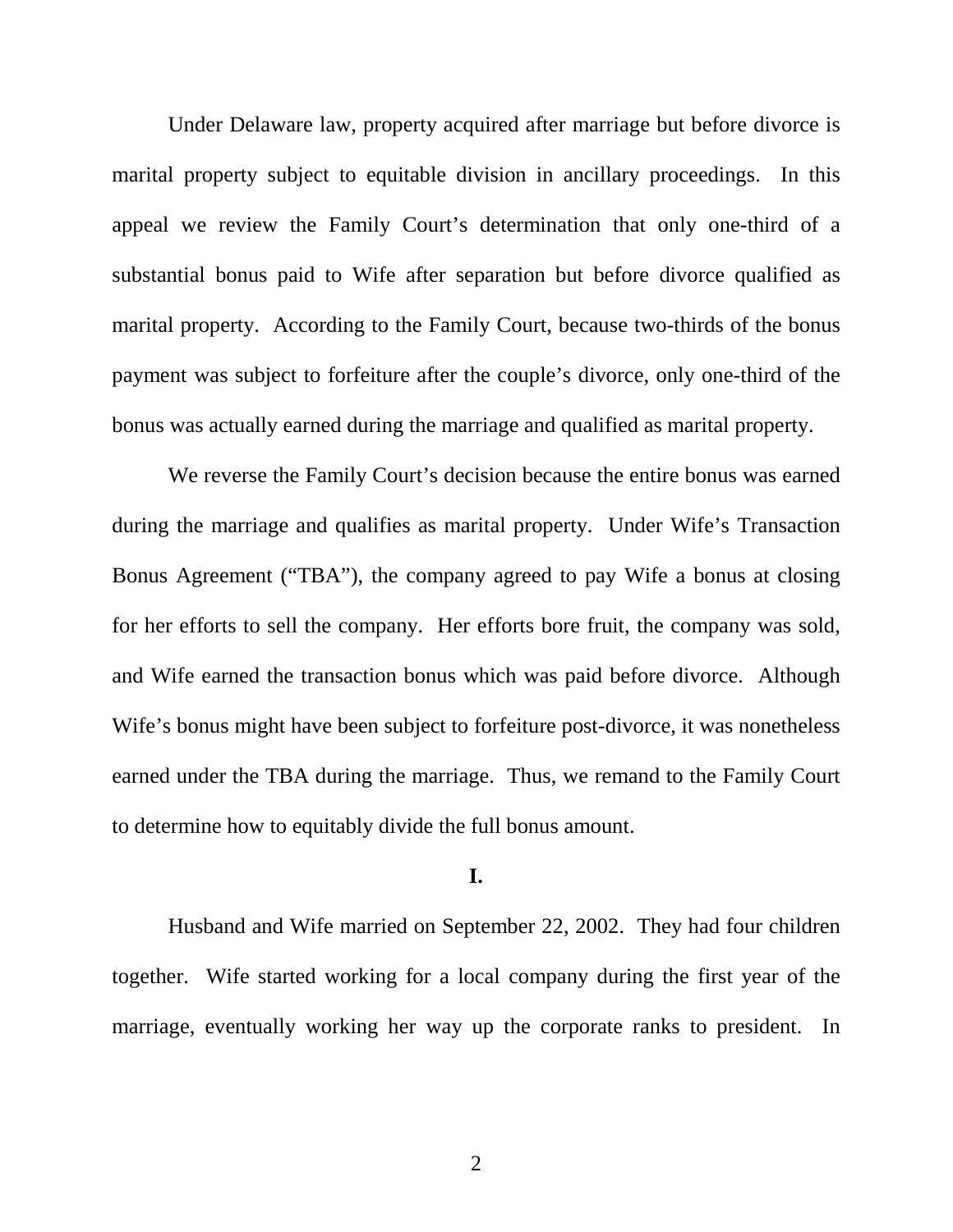Under Delaware law, property acquired after marriage but before divorce is marital property subject to equitable division in ancillary proceedings. In this appeal we review the Family Court's determination that only one-third of a substantial bonus paid to Wife after separation but before divorce qualified as marital property. According to the Family Court, because two-thirds of the bonus payment was subject to forfeiture after the couple's divorce, only one-third of the bonus was actually earned during the marriage and qualified as marital property.

We reverse the Family Court's decision because the entire bonus was earned during the marriage and qualifies as marital property. Under Wife's Transaction Bonus Agreement ("TBA"), the company agreed to pay Wife a bonus at closing for her efforts to sell the company. Her efforts bore fruit, the company was sold, and Wife earned the transaction bonus which was paid before divorce. Although Wife's bonus might have been subject to forfeiture post-divorce, it was nonetheless earned under the TBA during the marriage. Thus, we remand to the Family Court to determine how to equitably divide the full bonus amount.

## I.

Husband and Wife married on September 22, 2002. They had four children together. Wife started working for a local company during the first year of the marriage, eventually working her way up the corporate ranks to president. In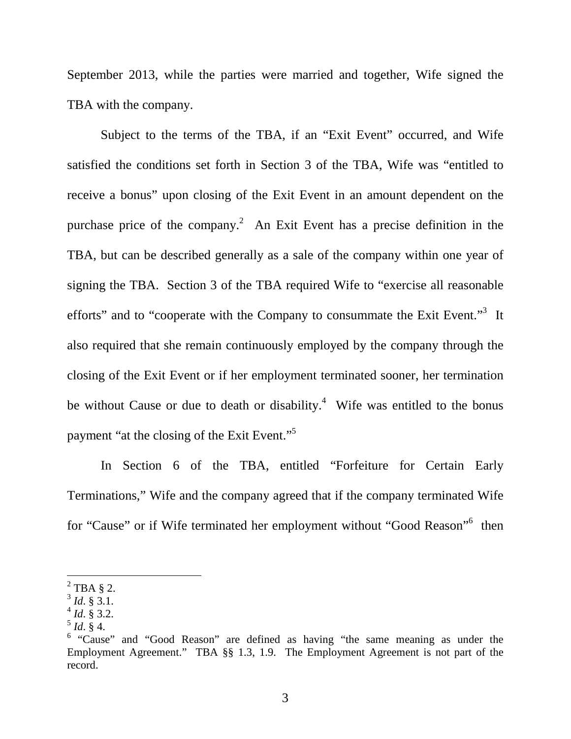September 2013, while the parties were married and together, Wife signed the TBA with the company.

Subject to the terms of the TBA, if an "Exit Event" occurred, and Wife satisfied the conditions set forth in Section 3 of the TBA, Wife was "entitled to receive a bonus" upon closing of the Exit Event in an amount dependent on the purchase price of the company.[2] An Exit Event has a precise definition in the TBA, but can be described generally as a sale of the company within one year of signing the TBA. Section 3 of the TBA required Wife to "exercise all reasonable efforts" and to "cooperate with the Company to consummate the Exit Event."[3] It also required that she remain continuously employed by the company through the closing of the Exit Event or if her employment terminated sooner, her termination be without Cause or due to death or disability.[4] Wife was entitled to the bonus payment "at the closing of the Exit Event."[5]

In Section 6 of the TBA, entitled "Forfeiture for Certain Early Terminations," Wife and the company agreed that if the company terminated Wife for "Cause" or if Wife terminated her employment without "Good Reason"[6] then

---

[2] TBA § 2.

[3] *Id*. § 3.1.

[4] *Id*. § 3.2.

[5] *Id*. § 4.

[6] "Cause" and "Good Reason" are defined as having "the same meaning as under the Employment Agreement." TBA §§ 1.3, 1.9. The Employment Agreement is not part of the record.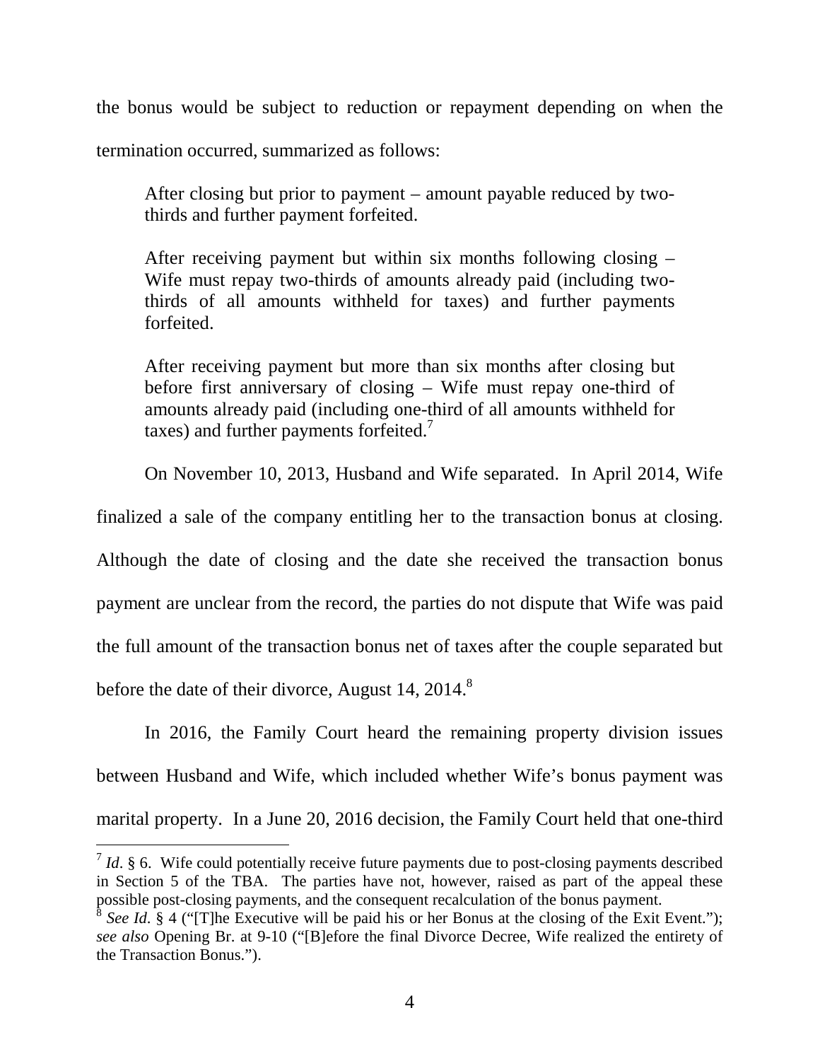the bonus would be subject to reduction or repayment depending on when the termination occurred, summarized as follows:

> After closing but prior to payment – amount payable reduced by two-thirds and further payment forfeited.
>
> After receiving payment but within six months following closing – Wife must repay two-thirds of amounts already paid (including two-thirds of all amounts withheld for taxes) and further payments forfeited.
>
> After receiving payment but more than six months after closing but before first anniversary of closing – Wife must repay one-third of amounts already paid (including one-third of all amounts withheld for taxes) and further payments forfeited.[7]

On November 10, 2013, Husband and Wife separated. In April 2014, Wife finalized a sale of the company entitling her to the transaction bonus at closing. Although the date of closing and the date she received the transaction bonus payment are unclear from the record, the parties do not dispute that Wife was paid the full amount of the transaction bonus net of taxes after the couple separated but before the date of their divorce, August 14, 2014.[8]

In 2016, the Family Court heard the remaining property division issues between Husband and Wife, which included whether Wife's bonus payment was marital property. In a June 20, 2016 decision, the Family Court held that one-third

---

[7] *Id*. § 6. Wife could potentially receive future payments due to post-closing payments described in Section 5 of the TBA. The parties have not, however, raised as part of the appeal these possible post-closing payments, and the consequent recalculation of the bonus payment.

[8] *See Id*. § 4 ("[T]he Executive will be paid his or her Bonus at the closing of the Exit Event."); *see also* Opening Br. at 9-10 ("[B]efore the final Divorce Decree, Wife realized the entirety of the Transaction Bonus.").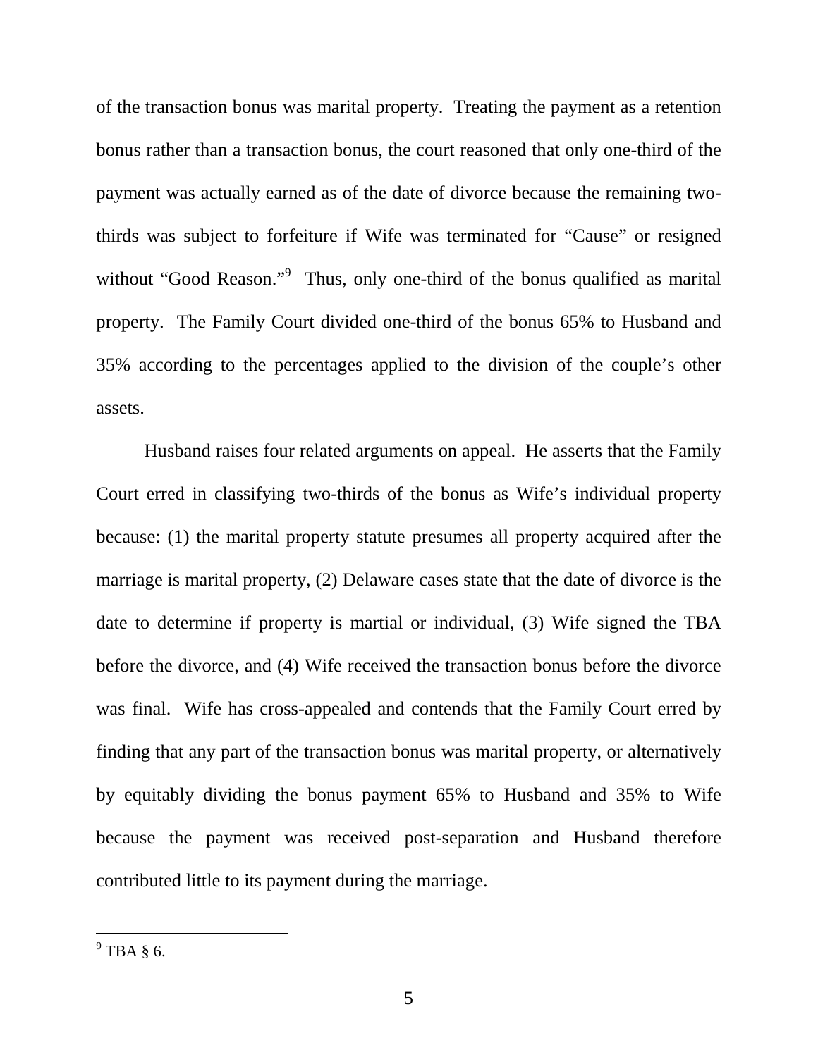of the transaction bonus was marital property. Treating the payment as a retention bonus rather than a transaction bonus, the court reasoned that only one-third of the payment was actually earned as of the date of divorce because the remaining two-thirds was subject to forfeiture if Wife was terminated for "Cause" or resigned without "Good Reason."[9] Thus, only one-third of the bonus qualified as marital property. The Family Court divided one-third of the bonus 65% to Husband and 35% according to the percentages applied to the division of the couple's other assets.

Husband raises four related arguments on appeal. He asserts that the Family Court erred in classifying two-thirds of the bonus as Wife's individual property because: (1) the marital property statute presumes all property acquired after the marriage is marital property, (2) Delaware cases state that the date of divorce is the date to determine if property is martial or individual, (3) Wife signed the TBA before the divorce, and (4) Wife received the transaction bonus before the divorce was final. Wife has cross-appealed and contends that the Family Court erred by finding that any part of the transaction bonus was marital property, or alternatively by equitably dividing the bonus payment 65% to Husband and 35% to Wife because the payment was received post-separation and Husband therefore contributed little to its payment during the marriage.

---

[9] TBA § 6.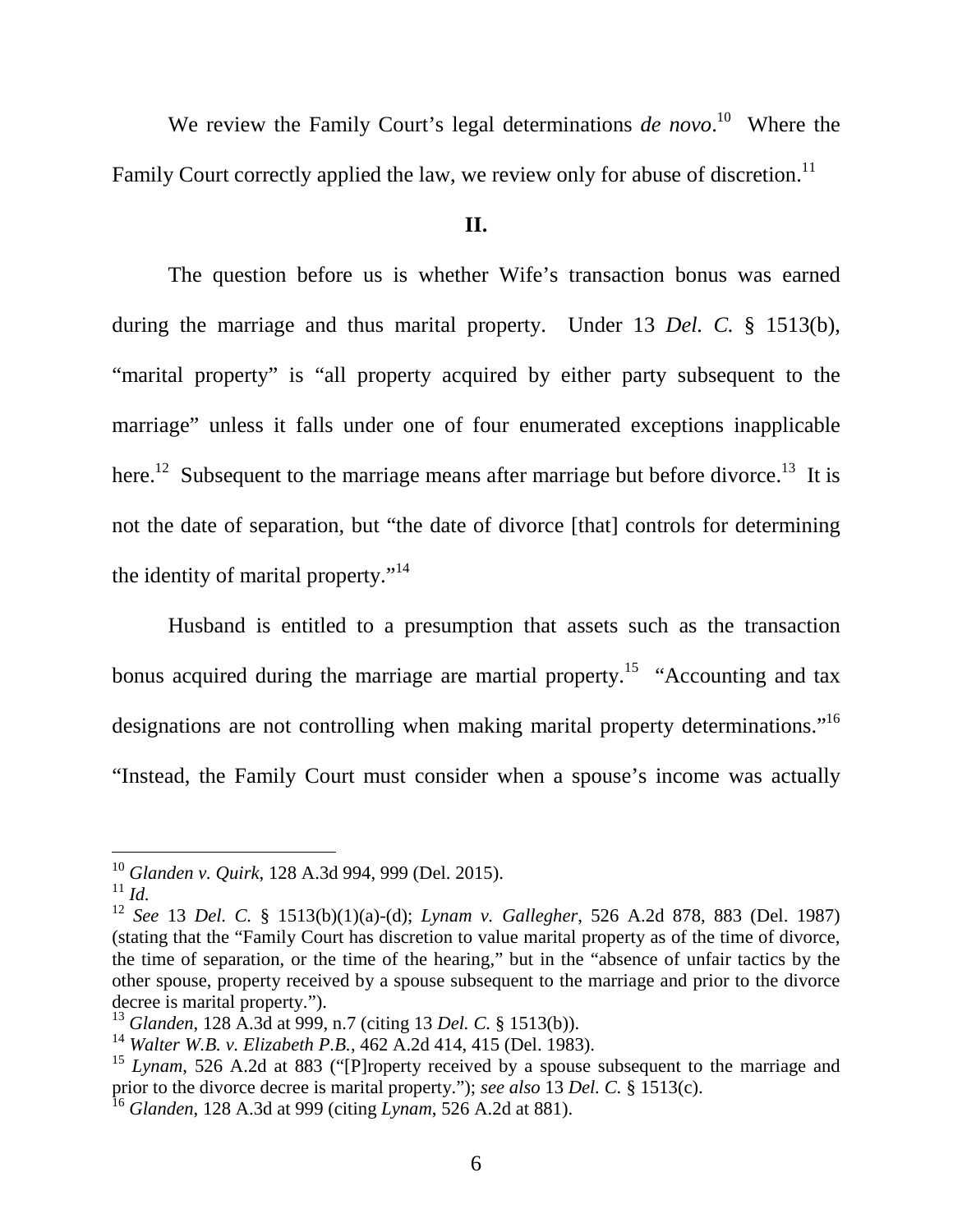We review the Family Court's legal determinations *de novo*.[10] Where the Family Court correctly applied the law, we review only for abuse of discretion.[11]

## II.

The question before us is whether Wife's transaction bonus was earned during the marriage and thus marital property. Under 13 *Del. C.* § 1513(b), "marital property" is "all property acquired by either party subsequent to the marriage" unless it falls under one of four enumerated exceptions inapplicable here.[12] Subsequent to the marriage means after marriage but before divorce.[13] It is not the date of separation, but "the date of divorce [that] controls for determining the identity of marital property."[14]

Husband is entitled to a presumption that assets such as the transaction bonus acquired during the marriage are martial property.[15] "Accounting and tax designations are not controlling when making marital property determinations."[16] "Instead, the Family Court must consider when a spouse's income was actually

---

[10] *Glanden v. Quirk*, 128 A.3d 994, 999 (Del. 2015).

[11] *Id.*

[12] *See* 13 *Del. C.* § 1513(b)(1)(a)-(d); *Lynam v. Gallegher*, 526 A.2d 878, 883 (Del. 1987) (stating that the "Family Court has discretion to value marital property as of the time of divorce, the time of separation, or the time of the hearing," but in the "absence of unfair tactics by the other spouse, property received by a spouse subsequent to the marriage and prior to the divorce decree is marital property.").

[13] *Glanden*, 128 A.3d at 999, n.7 (citing 13 *Del. C.* § 1513(b)).

[14] *Walter W.B. v. Elizabeth P.B.*, 462 A.2d 414, 415 (Del. 1983).

[15] *Lynam*, 526 A.2d at 883 ("[P]roperty received by a spouse subsequent to the marriage and prior to the divorce decree is marital property."); *see also* 13 *Del. C.* § 1513(c).

[16] *Glanden*, 128 A.3d at 999 (citing *Lynam*, 526 A.2d at 881).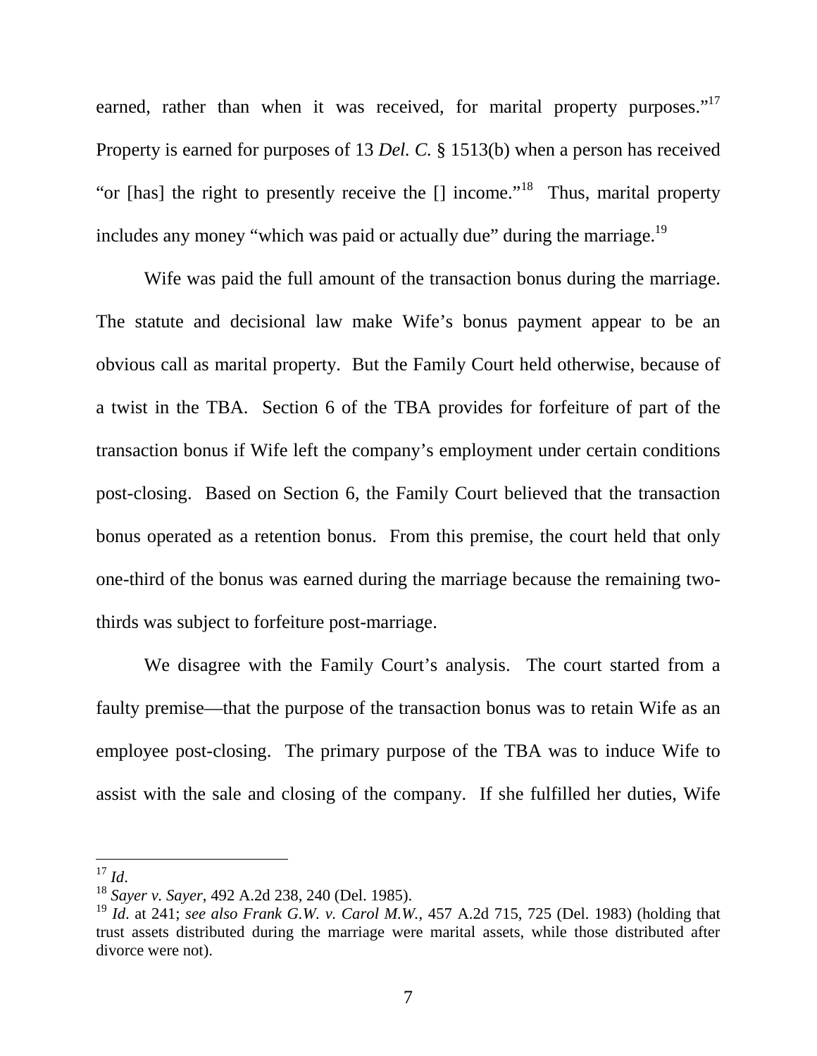earned, rather than when it was received, for marital property purposes."[17] Property is earned for purposes of 13 *Del. C.* § 1513(b) when a person has received "or [has] the right to presently receive the [] income."[18] Thus, marital property includes any money "which was paid or actually due" during the marriage.[19]

Wife was paid the full amount of the transaction bonus during the marriage. The statute and decisional law make Wife's bonus payment appear to be an obvious call as marital property. But the Family Court held otherwise, because of a twist in the TBA. Section 6 of the TBA provides for forfeiture of part of the transaction bonus if Wife left the company's employment under certain conditions post-closing. Based on Section 6, the Family Court believed that the transaction bonus operated as a retention bonus. From this premise, the court held that only one-third of the bonus was earned during the marriage because the remaining two-thirds was subject to forfeiture post-marriage.

We disagree with the Family Court's analysis. The court started from a faulty premise—that the purpose of the transaction bonus was to retain Wife as an employee post-closing. The primary purpose of the TBA was to induce Wife to assist with the sale and closing of the company. If she fulfilled her duties, Wife

---

[17] *Id*.

[18] *Sayer v. Sayer*, 492 A.2d 238, 240 (Del. 1985).

[19] *Id*. at 241; *see also Frank G.W. v. Carol M.W.*, 457 A.2d 715, 725 (Del. 1983) (holding that trust assets distributed during the marriage were marital assets, while those distributed after divorce were not).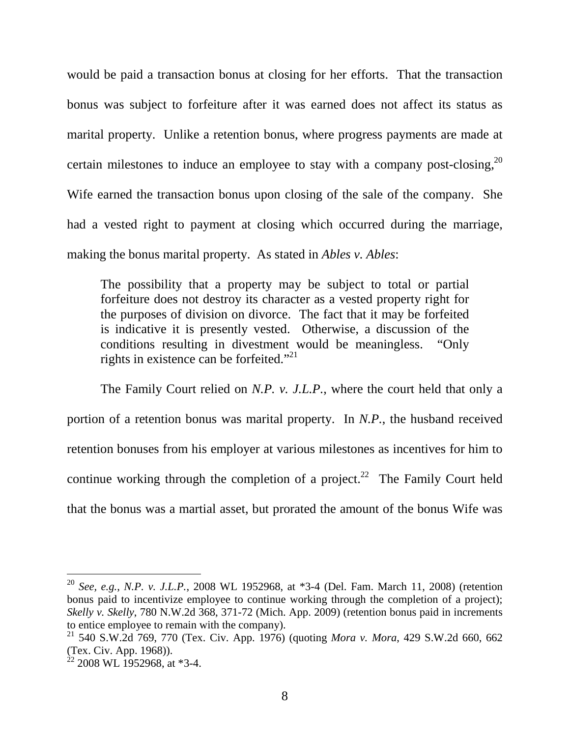would be paid a transaction bonus at closing for her efforts. That the transaction bonus was subject to forfeiture after it was earned does not affect its status as marital property. Unlike a retention bonus, where progress payments are made at certain milestones to induce an employee to stay with a company post-closing,[20] Wife earned the transaction bonus upon closing of the sale of the company. She had a vested right to payment at closing which occurred during the marriage, making the bonus marital property. As stated in *Ables v. Ables*:

> The possibility that a property may be subject to total or partial forfeiture does not destroy its character as a vested property right for the purposes of division on divorce. The fact that it may be forfeited is indicative it is presently vested. Otherwise, a discussion of the conditions resulting in divestment would be meaningless. "Only rights in existence can be forfeited."[21]

The Family Court relied on *N.P. v. J.L.P.*, where the court held that only a portion of a retention bonus was marital property. In *N.P.*, the husband received retention bonuses from his employer at various milestones as incentives for him to continue working through the completion of a project.[22] The Family Court held that the bonus was a martial asset, but prorated the amount of the bonus Wife was

---

[20] *See, e.g.*, *N.P. v. J.L.P.*, 2008 WL 1952968, at *3-4 (Del. Fam. March 11, 2008) (retention bonus paid to incentivize employee to continue working through the completion of a project); *Skelly v. Skelly*, 780 N.W.2d 368, 371-72 (Mich. App. 2009) (retention bonus paid in increments to entice employee to remain with the company).

[21] 540 S.W.2d 769, 770 (Tex. Civ. App. 1976) (quoting *Mora v. Mora*, 429 S.W.2d 660, 662 (Tex. Civ. App. 1968)).

[22] 2008 WL 1952968, at *3-4.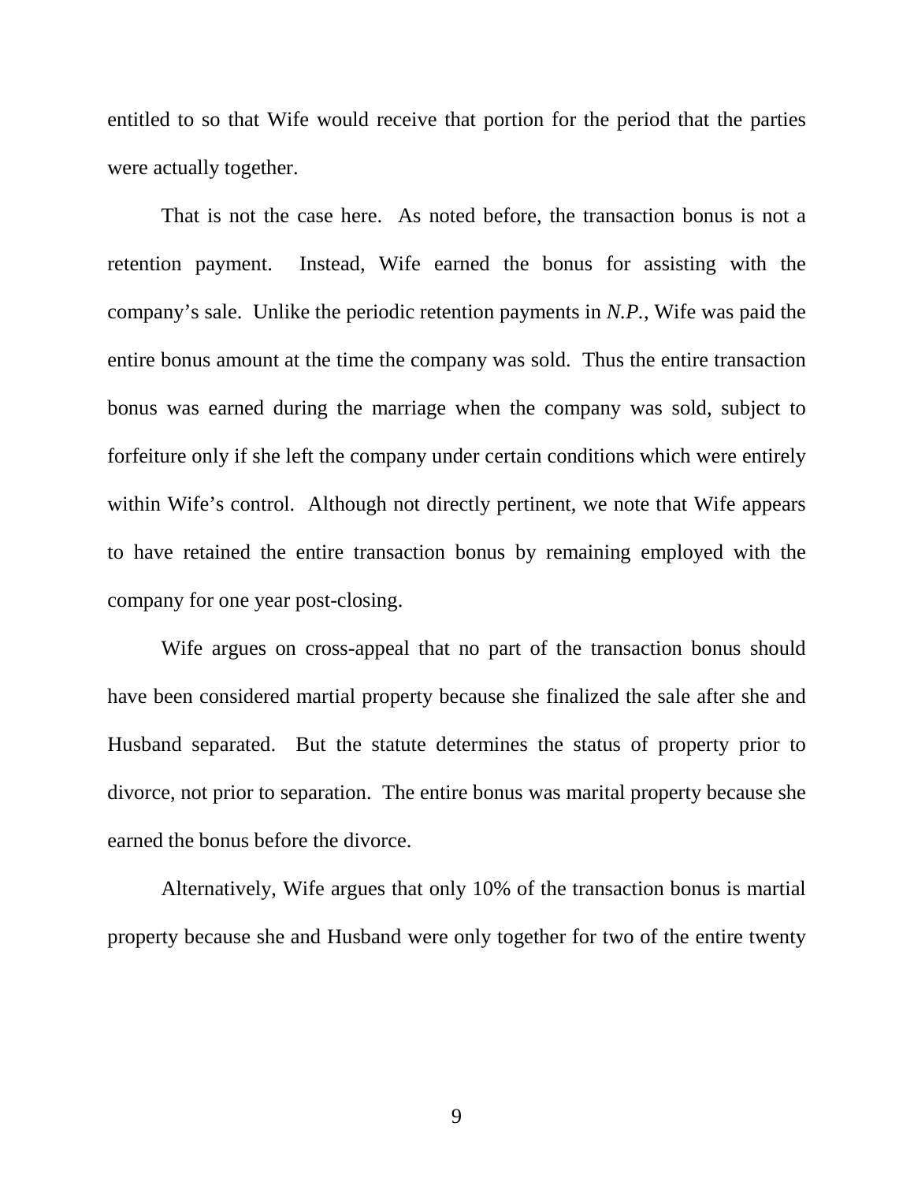entitled to so that Wife would receive that portion for the period that the parties were actually together.

That is not the case here. As noted before, the transaction bonus is not a retention payment. Instead, Wife earned the bonus for assisting with the company's sale. Unlike the periodic retention payments in *N.P.*, Wife was paid the entire bonus amount at the time the company was sold. Thus the entire transaction bonus was earned during the marriage when the company was sold, subject to forfeiture only if she left the company under certain conditions which were entirely within Wife's control. Although not directly pertinent, we note that Wife appears to have retained the entire transaction bonus by remaining employed with the company for one year post-closing.

Wife argues on cross-appeal that no part of the transaction bonus should have been considered martial property because she finalized the sale after she and Husband separated. But the statute determines the status of property prior to divorce, not prior to separation. The entire bonus was marital property because she earned the bonus before the divorce.

Alternatively, Wife argues that only 10% of the transaction bonus is martial property because she and Husband were only together for two of the entire twenty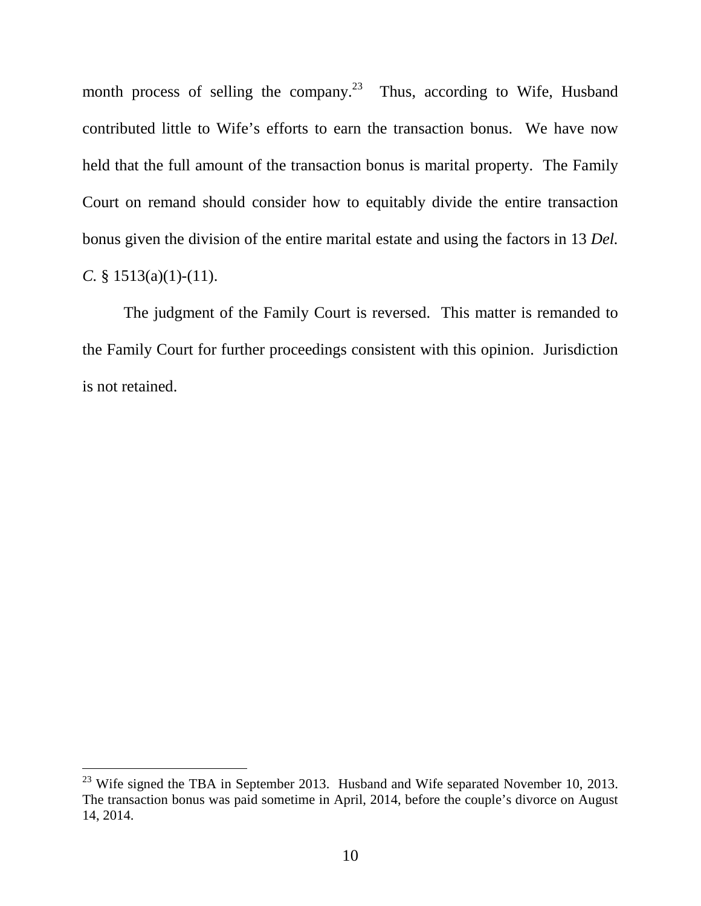month process of selling the company.[23] Thus, according to Wife, Husband contributed little to Wife's efforts to earn the transaction bonus. We have now held that the full amount of the transaction bonus is marital property. The Family Court on remand should consider how to equitably divide the entire transaction bonus given the division of the entire marital estate and using the factors in 13 *Del. C.* § 1513(a)(1)-(11).

The judgment of the Family Court is reversed. This matter is remanded to the Family Court for further proceedings consistent with this opinion. Jurisdiction is not retained.

---

[23] Wife signed the TBA in September 2013. Husband and Wife separated November 10, 2013. The transaction bonus was paid sometime in April, 2014, before the couple's divorce on August 14, 2014.